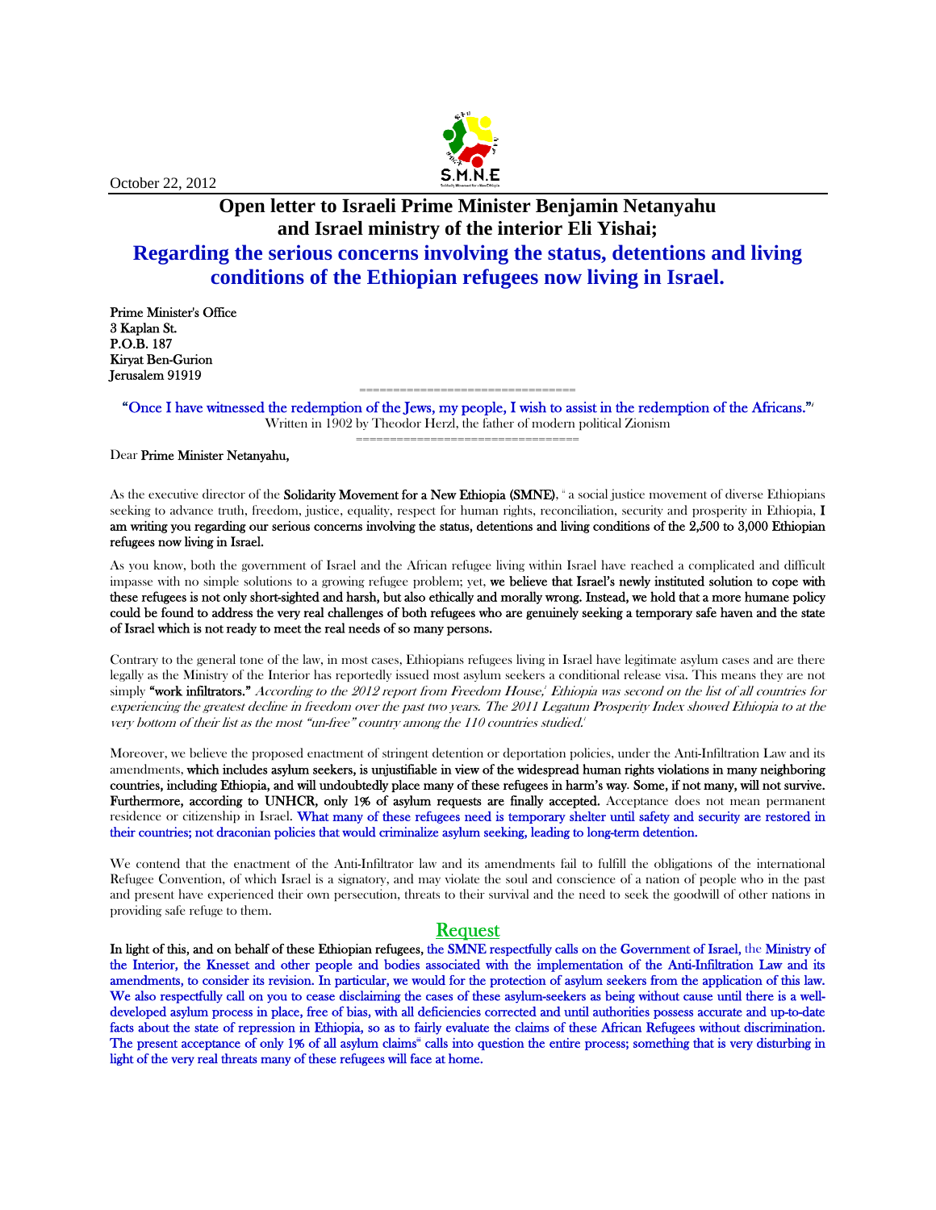October 22, 2012

# Open letter to Israeli Prime Minister Benjamin Netanyahu and Israel ministry of the interior Eli Yishai;

## Regarding the serious concerns involving the status, detentions and living conditions of the Ethiopian refugees now living in Israel.

**Prime Minister's Office**
**3 Kaplan St.**
**P.O.B. 187**
**Kiryat Ben-Gurion**
**Jerusalem 91919**

==============================

"Once I have witnessed the redemption of the Jews, my people, I wish to assist in the redemption of the Africans."[i]
Written in 1902 by Theodor Herzl, the father of modern political Zionism

==============================

Dear **Prime Minister Netanyahu,**

As the executive director of the **Solidarity Movement for a New Ethiopia (SMNE)**, [ii] a social justice movement of diverse Ethiopians seeking to advance truth, freedom, justice, equality, respect for human rights, reconciliation, security and prosperity in Ethiopia, **I am writing you regarding our serious concerns involving the status, detentions and living conditions of the 2,500 to 3,000 Ethiopian refugees now living in Israel.**

As you know, both the government of Israel and the African refugee living within Israel have reached a complicated and difficult impasse with no simple solutions to a growing refugee problem; yet, **we believe that Israel's newly instituted solution to cope with these refugees is not only short-sighted and harsh, but also ethically and morally wrong. Instead, we hold that a more humane policy could be found to address the very real challenges of both refugees who are genuinely seeking a temporary safe haven and the state of Israel which is not ready to meet the real needs of so many persons.**

Contrary to the general tone of the law, in most cases, Ethiopians refugees living in Israel have legitimate asylum cases and are there legally as the Ministry of the Interior has reportedly issued most asylum seekers a conditional release visa. This means they are not simply **"work infiltrators."** *According to the 2012 report from Freedom House,*[i] *Ethiopia was second on the list of all countries for experiencing the greatest decline in freedom over the past two years. The 2011 Legatum Prosperity Index showed Ethiopia to at the very bottom of their list as the most "un-free" country among the 110 countries studied.*[i]

Moreover, we believe the proposed enactment of stringent detention or deportation policies, under the Anti-Infiltration Law and its amendments, **which includes asylum seekers, is unjustifiable in view of the widespread human rights violations in many neighboring countries, including Ethiopia, and will undoubtedly place many of these refugees in harm's way. Some, if not many, will not survive. Furthermore, according to UNHCR, only 1% of asylum requests are finally accepted.** Acceptance does not mean permanent residence or citizenship in Israel. **What many of these refugees need is temporary shelter until safety and security are restored in their countries; not draconian policies that would criminalize asylum seeking, leading to long-term detention.**

We contend that the enactment of the Anti-Infiltrator law and its amendments fail to fulfill the obligations of the international Refugee Convention, of which Israel is a signatory, and may violate the soul and conscience of a nation of people who in the past and present have experienced their own persecution, threats to their survival and the need to seek the goodwill of other nations in providing safe refuge to them.

## Request

**In light of this, and on behalf of these Ethiopian refugees, the SMNE respectfully calls on the Government of Israel, the Ministry of the Interior, the Knesset and other people and bodies associated with the implementation of the Anti-Infiltration Law and its amendments, to consider its revision. In particular, we would for the protection of asylum seekers from the application of this law. We also respectfully call on you to cease disclaiming the cases of these asylum-seekers as being without cause until there is a well-developed asylum process in place, free of bias, with all deficiencies corrected and until authorities possess accurate and up-to-date facts about the state of repression in Ethiopia, so as to fairly evaluate the claims of these African Refugees without discrimination. The present acceptance of only 1% of all asylum claims**[iii] **calls into question the entire process; something that is very disturbing in light of the very real threats many of these refugees will face at home.**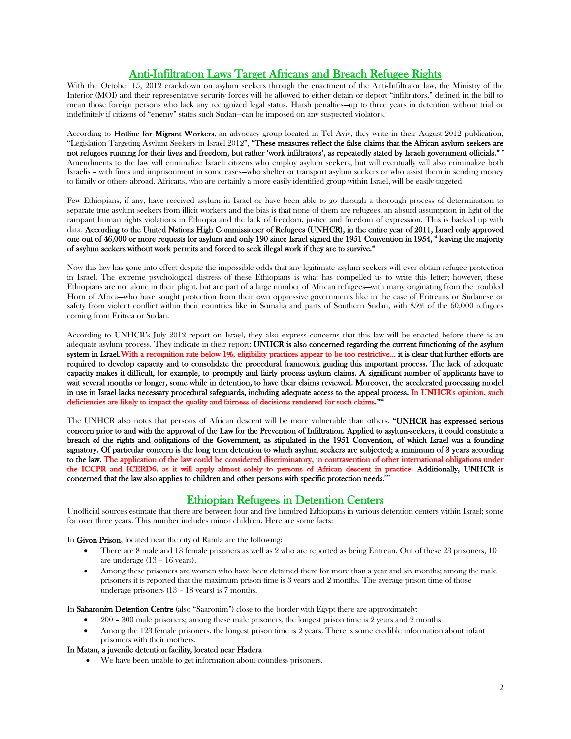## Anti-Infiltration Laws Target Africans and Breach Refugee Rights

With the October 15, 2012 crackdown on asylum seekers through the enactment of the Anti-Infiltrator law, the Ministry of the Interior (MOI) and their representative security forces will be allowed to either detain or deport "infiltrators," defined in the bill to mean those foreign persons who lack any recognized legal status. Harsh penalties—up to three years in detention without trial or indefinitely if citizens of "enemy" states such Sudan—can be imposed on any suspected violators.[iv]

According to **Hotline for Migrant Workers**, an advocacy group located in Tel Aviv, they write in their August 2012 publication, "Legislation Targeting Asylum Seekers in Israel 2012", **"These measures reflect the false claims that the African asylum seekers are not refugees running for their lives and freedom, but rather 'work infiltrators', as repeatedly stated by Israeli government officials."** [v] Amendments to the law will criminalize Israeli citizens who employ asylum seekers, but will eventually will also criminalize both Israelis – with fines and imprisonment in some cases—who shelter or transport asylum seekers or who assist them in sending money to family or others abroad. Africans, who are certainly a more easily identified group within Israel, will be easily targeted

Few Ethiopians, if any, have received asylum in Israel or have been able to go through a thorough process of determination to separate true asylum seekers from illicit workers and the bias is that none of them are refugees, an absurd assumption in light of the rampant human rights violations in Ethiopia and the lack of freedom, justice and freedom of expression. This is backed up with data. **According to the United Nations High Commissioner of Refugees (UNHCR), in the entire year of 2011, Israel only approved one out of 46,000 or more requests for asylum and only 190 since Israel signed the 1951 Convention in 1954,** [vi] **leaving the majority of asylum seekers without work permits and forced to seek illegal work if they are to survive.**[vii]

Now this law has gone into effect despite the impossible odds that any legitimate asylum seekers will ever obtain refugee protection in Israel. The extreme psychological distress of these Ethiopians is what has compelled us to write this letter; however, these Ethiopians are not alone in their plight, but are part of a large number of African refugees—with many originating from the troubled Horn of Africa—who have sought protection from their own oppressive governments like in the case of Eritreans or Sudanese or safety from violent conflict within their countries like in Somalia and parts of Southern Sudan, with 85% of the 60,000 refugees coming from Eritrea or Sudan.

According to UNHCR's July 2012 report on Israel, they also express concerns that this law will be enacted before there is an adequate asylum process. They indicate in their report: **UNHCR is also concerned regarding the current functioning of the asylum system in Israel. With a recognition rate below 1%, eligibility practices appear to be too restrictive… it is clear that further efforts are required to develop capacity and to consolidate the procedural framework guiding this important process. The lack of adequate capacity makes it difficult, for example, to promptly and fairly process asylum claims. A significant number of applicants have to wait several months or longer, some while in detention, to have their claims reviewed. Moreover, the accelerated processing model in use in Israel lacks necessary procedural safeguards, including adequate access to the appeal process. In UNHCR's opinion, such deficiencies are likely to impact the quality and fairness of decisions rendered for such claims."**[viii]

The UNHCR also notes that persons of African descent will be more vulnerable than others. **"UNHCR has expressed serious concern prior to and with the approval of the Law for the Prevention of Infiltration. Applied to asylum-seekers, it could constitute a breach of the rights and obligations of the Government, as stipulated in the 1951 Convention, of which Israel was a founding signatory. Of particular concern is the long term detention to which asylum seekers are subjected; a minimum of 3 years according to the law. The application of the law could be considered discriminatory, in contravention of other international obligations under the ICCPR and ICERD6, as it will apply almost solely to persons of African descent in practice. Additionally, UNHCR is concerned that the law also applies to children and other persons with specific protection needs.**[ix]**"**

## Ethiopian Refugees in Detention Centers

Unofficial sources estimate that there are between four and five hundred Ethiopians in various detention centers within Israel; some for over three years. This number includes minor children. Here are some facts:

In **Givon Prison**, located near the city of Ramla are the following:

- There are 8 male and 13 female prisoners as well as 2 who are reported as being Eritrean. Out of these 23 prisoners, 10 are underage (13 – 16 years).
- Among these prisoners are women who have been detained there for more than a year and six months; among the male prisoners it is reported that the maximum prison time is 3 years and 2 months. The average prison time of those underage prisoners (13 – 18 years) is 7 months.

In **Saharonim Detention Centre** (also "Saaronim") close to the border with Egypt there are approximately:

- 200 – 300 male prisoners; among these male prisoners, the longest prison time is 2 years and 2 months
- Among the 123 female prisoners, the longest prison time is 2 years. There is some credible information about infant prisoners with their mothers.

**In Matan, a juvenile detention facility, located near Hadera**

- We have been unable to get information about countless prisoners.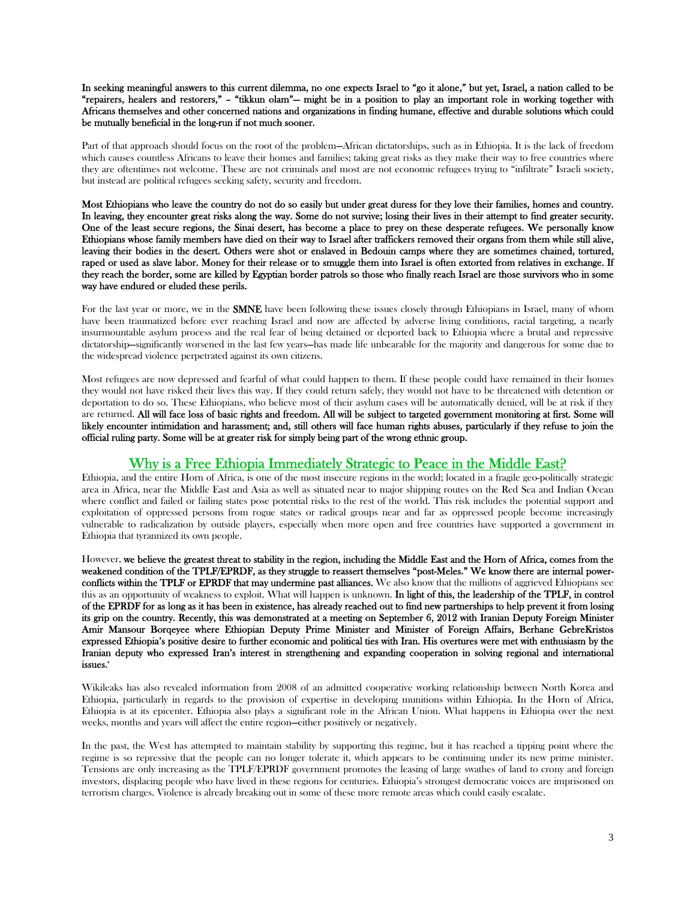**In seeking meaningful answers to this current dilemma, no one expects Israel to "go it alone," but yet, Israel, a nation called to be "repairers, healers and restorers," – "tikkun olam"— might be in a position to play an important role in working together with Africans themselves and other concerned nations and organizations in finding humane, effective and durable solutions which could be mutually beneficial in the long-run if not much sooner.**

Part of that approach should focus on the root of the problem—African dictatorships, such as in Ethiopia. It is the lack of freedom which causes countless Africans to leave their homes and families; taking great risks as they make their way to free countries where they are oftentimes not welcome. These are not criminals and most are not economic refugees trying to "infiltrate" Israeli society, but instead are political refugees seeking safety, security and freedom.

**Most Ethiopians who leave the country do not do so easily but under great duress for they love their families, homes and country. In leaving, they encounter great risks along the way. Some do not survive; losing their lives in their attempt to find greater security. One of the least secure regions, the Sinai desert, has become a place to prey on these desperate refugees. We personally know Ethiopians whose family members have died on their way to Israel after traffickers removed their organs from them while still alive, leaving their bodies in the desert. Others were shot or enslaved in Bedouin camps where they are sometimes chained, tortured, raped or used as slave labor. Money for their release or to smuggle them into Israel is often extorted from relatives in exchange. If they reach the border, some are killed by Egyptian border patrols so those who finally reach Israel are those survivors who in some way have endured or eluded these perils.**

For the last year or more, we in the **SMNE** have been following these issues closely through Ethiopians in Israel, many of whom have been traumatized before ever reaching Israel and now are affected by adverse living conditions, racial targeting, a nearly insurmountable asylum process and the real fear of being detained or deported back to Ethiopia where a brutal and repressive dictatorship—significantly worsened in the last few years—has made life unbearable for the majority and dangerous for some due to the widespread violence perpetrated against its own citizens.

Most refugees are now depressed and fearful of what could happen to them. If these people could have remained in their homes they would not have risked their lives this way. If they could return safely, they would not have to be threatened with detention or deportation to do so. These Ethiopians, who believe most of their asylum cases will be automatically denied, will be at risk if they are returned. **All will face loss of basic rights and freedom. All will be subject to targeted government monitoring at first. Some will likely encounter intimidation and harassment; and, still others will face human rights abuses, particularly if they refuse to join the official ruling party. Some will be at greater risk for simply being part of the wrong ethnic group.**

## Why is a Free Ethiopia Immediately Strategic to Peace in the Middle East?

Ethiopia, and the entire Horn of Africa, is one of the most insecure regions in the world; located in a fragile geo-politically strategic area in Africa, near the Middle East and Asia as well as situated near to major shipping routes on the Red Sea and Indian Ocean where conflict and failed or failing states pose potential risks to the rest of the world. This risk includes the potential support and exploitation of oppressed persons from rogue states or radical groups near and far as oppressed people become increasingly vulnerable to radicalization by outside players, especially when more open and free countries have supported a government in Ethiopia that tyrannized its own people.

However, **we believe the greatest threat to stability in the region, including the Middle East and the Horn of Africa, comes from the weakened condition of the TPLF/EPRDF, as they struggle to reassert themselves "post-Meles." We know there are internal power-conflicts within the TPLF or EPRDF that may undermine past alliances.** We also know that the millions of aggrieved Ethiopians see this as an opportunity of weakness to exploit. What will happen is unknown. **In light of this, the leadership of the TPLF, in control of the EPRDF for as long as it has been in existence, has already reached out to find new partnerships to help prevent it from losing its grip on the country. Recently, this was demonstrated at a meeting on September 6, 2012 with Iranian Deputy Foreign Minister Amir Mansour Borqeyee where Ethiopian Deputy Prime Minister and Minister of Foreign Affairs, Berhane GebreKristos expressed Ethiopia's positive desire to further economic and political ties with Iran. His overtures were met with enthusiasm by the Iranian deputy who expressed Iran's interest in strengthening and expanding cooperation in solving regional and international issues.**[v]

Wikileaks has also revealed information from 2008 of an admitted cooperative working relationship between North Korea and Ethiopia, particularly in regards to the provision of expertise in developing munitions within Ethiopia. In the Horn of Africa, Ethiopia is at its epicenter. Ethiopia also plays a significant role in the African Union. What happens in Ethiopia over the next weeks, months and years will affect the entire region—either positively or negatively.

In the past, the West has attempted to maintain stability by supporting this regime, but it has reached a tipping point where the regime is so repressive that the people can no longer tolerate it, which appears to be continuing under its new prime minister. Tensions are only increasing as the TPLF/EPRDF government promotes the leasing of large swathes of land to crony and foreign investors, displacing people who have lived in these regions for centuries. Ethiopia's strongest democratic voices are imprisoned on terrorism charges. Violence is already breaking out in some of these more remote areas which could easily escalate.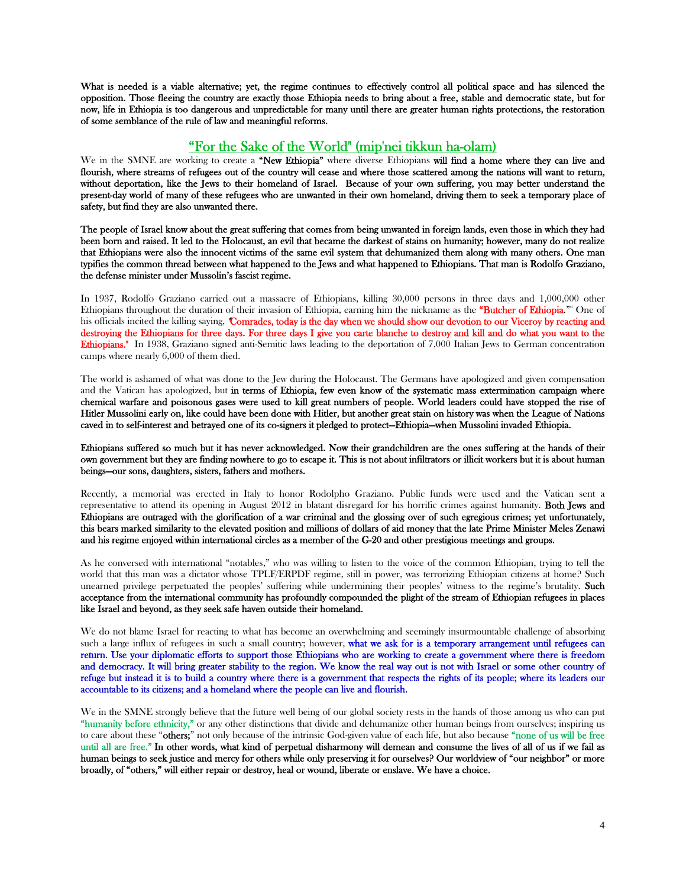What is needed is a viable alternative; yet, the regime continues to effectively control all political space and has silenced the opposition. Those fleeing the country are exactly those Ethiopia needs to bring about a free, stable and democratic state, but for now, life in Ethiopia is too dangerous and unpredictable for many until there are greater human rights protections, the restoration of some semblance of the rule of law and meaningful reforms.

## "For the Sake of the World" (mip'nei tikkun ha-olam)

We in the SMNE are working to create a **"New Ethiopia"** where diverse Ethiopians **will find a home where they can live and flourish, where streams of refugees out of the country will cease and where those scattered among the nations will want to return, without deportation, like the Jews to their homeland of Israel. Because of your own suffering, you may better understand the present-day world of many of these refugees who are unwanted in their own homeland, driving them to seek a temporary place of safety, but find they are also unwanted there.**

**The people of Israel know about the great suffering that comes from being unwanted in foreign lands, even those in which they had been born and raised. It led to the Holocaust, an evil that became the darkest of stains on humanity; however, many do not realize that Ethiopians were also the innocent victims of the same evil system that dehumanized them along with many others. One man typifies the common thread between what happened to the Jews and what happened to Ethiopians. That man is Rodolfo Graziano, the defense minister under Mussolin's fascist regime.**

In 1937, Rodolfo Graziano carried out a massacre of Ethiopians, killing 30,000 persons in three days and 1,000,000 other Ethiopians throughout the duration of their invasion of Ethiopia, earning him the nickname as the **"Butcher of Ethiopia."**[v] One of his officials incited the killing saying, **"Comrades, today is the day when we should show our devotion to our Viceroy by reacting and destroying the Ethiopians for three days. For three days I give you carte blanche to destroy and kill and do what you want to the Ethiopians."** In 1938, Graziano signed anti-Semitic laws leading to the deportation of 7,000 Italian Jews to German concentration camps where nearly 6,000 of them died.

The world is ashamed of what was done to the Jew during the Holocaust. The Germans have apologized and given compensation and the Vatican has apologized, but **in terms of Ethiopia, few even know of the systematic mass extermination campaign where chemical warfare and poisonous gases were used to kill great numbers of people. World leaders could have stopped the rise of Hitler Mussolini early on, like could have been done with Hitler, but another great stain on history was when the League of Nations caved in to self-interest and betrayed one of its co-signers it pledged to protect—Ethiopia—when Mussolini invaded Ethiopia.**

**Ethiopians suffered so much but it has never acknowledged. Now their grandchildren are the ones suffering at the hands of their own government but they are finding nowhere to go to escape it. This is not about infiltrators or illicit workers but it is about human beings—our sons, daughters, sisters, fathers and mothers.**

Recently, a memorial was erected in Italy to honor Rodolpho Graziano. Public funds were used and the Vatican sent a representative to attend its opening in August 2012 in blatant disregard for his horrific crimes against humanity. **Both Jews and Ethiopians are outraged with the glorification of a war criminal and the glossing over of such egregious crimes; yet unfortunately, this bears marked similarity to the elevated position and millions of dollars of aid money that the late Prime Minister Meles Zenawi and his regime enjoyed within international circles as a member of the G-20 and other prestigious meetings and groups.**

As he conversed with international "notables," who was willing to listen to the voice of the common Ethiopian, trying to tell the world that this man was a dictator whose TPLF/ERPDF regime, still in power, was terrorizing Ethiopian citizens at home? Such unearned privilege perpetuated the peoples' suffering while undermining their peoples' witness to the regime's brutality. **Such acceptance from the international community has profoundly compounded the plight of the stream of Ethiopian refugees in places like Israel and beyond, as they seek safe haven outside their homeland.**

We do not blame Israel for reacting to what has become an overwhelming and seemingly insurmountable challenge of absorbing such a large influx of refugees in such a small country; however, what we ask for is a temporary arrangement until refugees can return. Use your diplomatic efforts to support those Ethiopians who are working to create a government where there is freedom and democracy. It will bring greater stability to the region. We know the real way out is not with Israel or some other country of refuge but instead it is to build a country where there is a government that respects the rights of its people; where its leaders our accountable to its citizens; and a homeland where the people can live and flourish.

We in the SMNE strongly believe that the future well being of our global society rests in the hands of those among us who can put "humanity before ethnicity," or any other distinctions that divide and dehumanize other human beings from ourselves; inspiring us to care about these "**others;**" not only because of the intrinsic God-given value of each life, but also because "none of us will be free until all are free." **In other words, what kind of perpetual disharmony will demean and consume the lives of all of us if we fail as human beings to seek justice and mercy for others while only preserving it for ourselves? Our worldview of "our neighbor" or more broadly, of "others," will either repair or destroy, heal or wound, liberate or enslave. We have a choice.**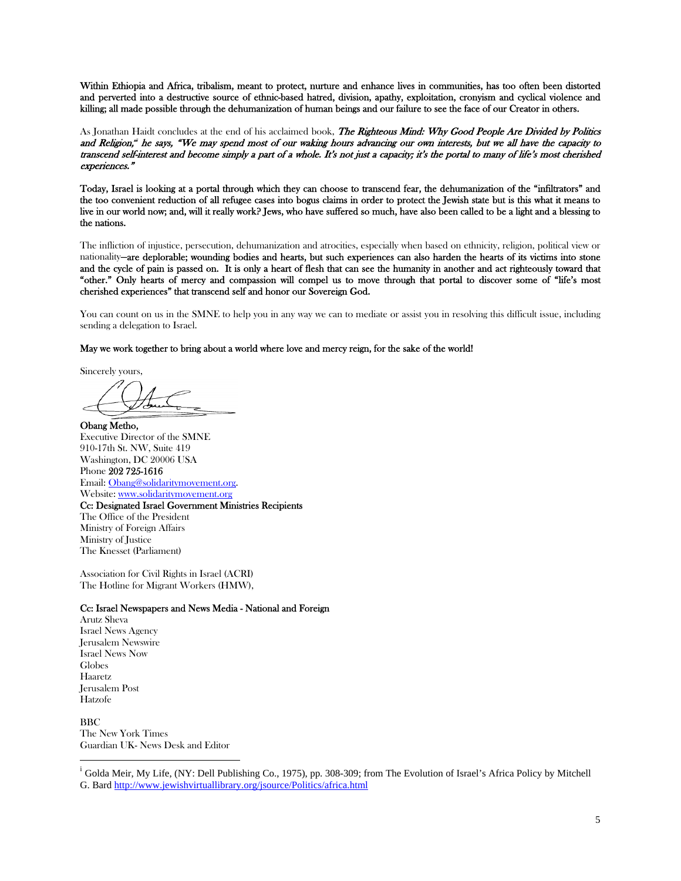**Within Ethiopia and Africa, tribalism, meant to protect, nurture and enhance lives in communities, has too often been distorted and perverted into a destructive source of ethnic-based hatred, division, apathy, exploitation, cronyism and cyclical violence and killing; all made possible through the dehumanization of human beings and our failure to see the face of our Creator in others.**

As Jonathan Haidt concludes at the end of his acclaimed book, ***The Righteous Mind: Why Good People Are Divided by Politics and Religion,***[iii] *he says, "We may spend most of our waking hours advancing our own interests, but we all have the capacity to transcend self-interest and become simply a part of a whole. It's not just a capacity; it's the portal to many of life's most cherished experiences."*

**Today, Israel is looking at a portal through which they can choose to transcend fear, the dehumanization of the "infiltrators" and the too convenient reduction of all refugee cases into bogus claims in order to protect the Jewish state but is this what it means to live in our world now; and, will it really work? Jews, who have suffered so much, have also been called to be a light and a blessing to the nations.**

The infliction of injustice, persecution, dehumanization and atrocities, especially when based on ethnicity, religion, political view or nationality—**are deplorable; wounding bodies and hearts, but such experiences can also harden the hearts of its victims into stone and the cycle of pain is passed on. It is only a heart of flesh that can see the humanity in another and act righteously toward that "other." Only hearts of mercy and compassion will compel us to move through that portal to discover some of "life's most cherished experiences" that transcend self and honor our Sovereign God.**

You can count on us in the SMNE to help you in any way we can to mediate or assist you in resolving this difficult issue, including sending a delegation to Israel.

**May we work together to bring about a world where love and mercy reign, for the sake of the world!**

Sincerely yours,

**Obang Metho,**
Executive Director of the SMNE
910-17th St. NW, Suite 419
Washington, DC 20006 USA
Phone **202 725-1616**
Email: Obang@solidaritymovement.org.
Website: www.solidaritymovement.org

**Cc: Designated Israel Government Ministries Recipients**
The Office of the President
Ministry of Foreign Affairs
Ministry of Justice
The Knesset (Parliament)

Association for Civil Rights in Israel (ACRI)
The Hotline for Migrant Workers (HMW),

**Cc: Israel Newspapers and News Media - National and Foreign**
Arutz Sheva
Israel News Agency
Jerusalem Newswire
Israel News Now
Globes
Haaretz
Jerusalem Post
Hatzofe

BBC
The New York Times
Guardian UK- News Desk and Editor

---

[i] Golda Meir, My Life, (NY: Dell Publishing Co., 1975), pp. 308-309; from The Evolution of Israel's Africa Policy by Mitchell G. Bard http://www.jewishvirtuallibrary.org/jsource/Politics/africa.html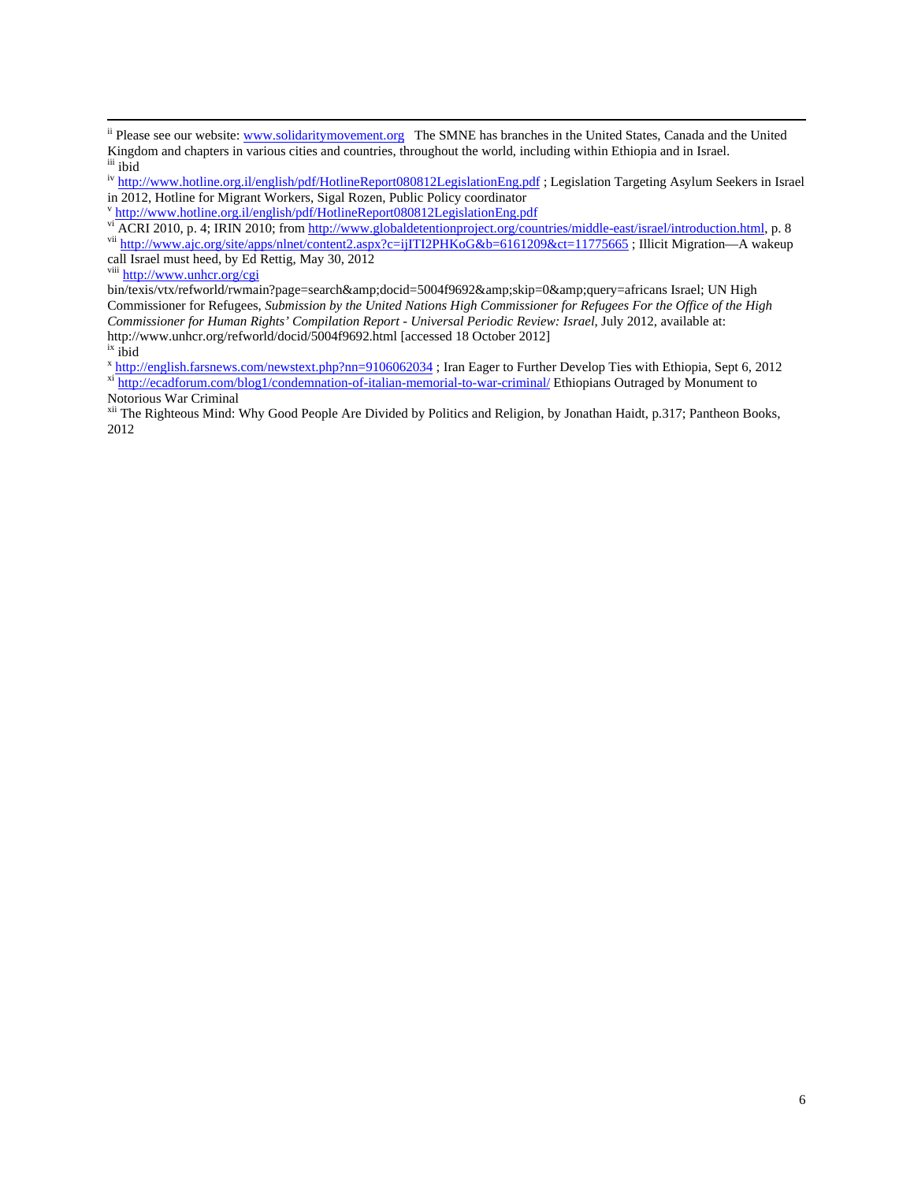---

[ii] Please see our website: www.solidaritymovement.org The SMNE has branches in the United States, Canada and the United Kingdom and chapters in various cities and countries, throughout the world, including within Ethiopia and in Israel.

[iii] ibid

[iv] http://www.hotline.org.il/english/pdf/HotlineReport080812LegislationEng.pdf ; Legislation Targeting Asylum Seekers in Israel in 2012, Hotline for Migrant Workers, Sigal Rozen, Public Policy coordinator

[v] http://www.hotline.org.il/english/pdf/HotlineReport080812LegislationEng.pdf

[vi] ACRI 2010, p. 4; IRIN 2010; from http://www.globaldetentionproject.org/countries/middle-east/israel/introduction.html, p. 8

[vii] http://www.ajc.org/site/apps/nlnet/content2.aspx?c=ijITI2PHKoG&b=6161209&ct=11775665 ; Illicit Migration—A wakeup call Israel must heed, by Ed Rettig, May 30, 2012

[viii] http://www.unhcr.org/cgi bin/texis/vtx/refworld/rwmain?page=search&amp;docid=5004f9692&amp;skip=0&amp;query=africans Israel; UN High Commissioner for Refugees, *Submission by the United Nations High Commissioner for Refugees For the Office of the High Commissioner for Human Rights' Compilation Report - Universal Periodic Review: Israel*, July 2012, available at: http://www.unhcr.org/refworld/docid/5004f9692.html [accessed 18 October 2012]

[ix] ibid

[x] http://english.farsnews.com/newstext.php?nn=9106062034 ; Iran Eager to Further Develop Ties with Ethiopia, Sept 6, 2012

[xi] http://ecadforum.com/blog1/condemnation-of-italian-memorial-to-war-criminal/ Ethiopians Outraged by Monument to Notorious War Criminal

[xii] The Righteous Mind: Why Good People Are Divided by Politics and Religion, by Jonathan Haidt, p.317; Pantheon Books, 2012